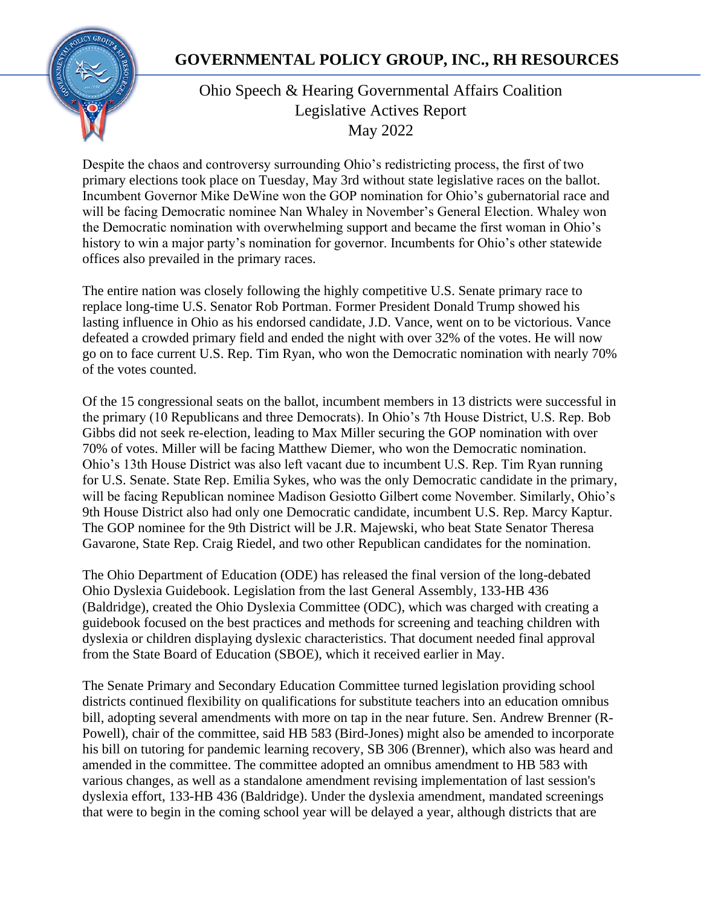# GOVERNMENTAL POLICY GROUP, INC., RH RESOURCES

## Ohio Speech & Hearing Governmental Affairs Coalition
## Legislative Actives Report
## May 2022

Despite the chaos and controversy surrounding Ohio's redistricting process, the first of two primary elections took place on Tuesday, May 3rd without state legislative races on the ballot. Incumbent Governor Mike DeWine won the GOP nomination for Ohio's gubernatorial race and will be facing Democratic nominee Nan Whaley in November's General Election. Whaley won the Democratic nomination with overwhelming support and became the first woman in Ohio's history to win a major party's nomination for governor. Incumbents for Ohio's other statewide offices also prevailed in the primary races.

The entire nation was closely following the highly competitive U.S. Senate primary race to replace long-time U.S. Senator Rob Portman. Former President Donald Trump showed his lasting influence in Ohio as his endorsed candidate, J.D. Vance, went on to be victorious. Vance defeated a crowded primary field and ended the night with over 32% of the votes. He will now go on to face current U.S. Rep. Tim Ryan, who won the Democratic nomination with nearly 70% of the votes counted.

Of the 15 congressional seats on the ballot, incumbent members in 13 districts were successful in the primary (10 Republicans and three Democrats). In Ohio's 7th House District, U.S. Rep. Bob Gibbs did not seek re-election, leading to Max Miller securing the GOP nomination with over 70% of votes. Miller will be facing Matthew Diemer, who won the Democratic nomination. Ohio's 13th House District was also left vacant due to incumbent U.S. Rep. Tim Ryan running for U.S. Senate. State Rep. Emilia Sykes, who was the only Democratic candidate in the primary, will be facing Republican nominee Madison Gesiotto Gilbert come November. Similarly, Ohio's 9th House District also had only one Democratic candidate, incumbent U.S. Rep. Marcy Kaptur. The GOP nominee for the 9th District will be J.R. Majewski, who beat State Senator Theresa Gavarone, State Rep. Craig Riedel, and two other Republican candidates for the nomination.

The Ohio Department of Education (ODE) has released the final version of the long-debated Ohio Dyslexia Guidebook. Legislation from the last General Assembly, 133-HB 436 (Baldridge), created the Ohio Dyslexia Committee (ODC), which was charged with creating a guidebook focused on the best practices and methods for screening and teaching children with dyslexia or children displaying dyslexic characteristics. That document needed final approval from the State Board of Education (SBOE), which it received earlier in May.

The Senate Primary and Secondary Education Committee turned legislation providing school districts continued flexibility on qualifications for substitute teachers into an education omnibus bill, adopting several amendments with more on tap in the near future. Sen. Andrew Brenner (R-Powell), chair of the committee, said HB 583 (Bird-Jones) might also be amended to incorporate his bill on tutoring for pandemic learning recovery, SB 306 (Brenner), which also was heard and amended in the committee. The committee adopted an omnibus amendment to HB 583 with various changes, as well as a standalone amendment revising implementation of last session's dyslexia effort, 133-HB 436 (Baldridge). Under the dyslexia amendment, mandated screenings that were to begin in the coming school year will be delayed a year, although districts that are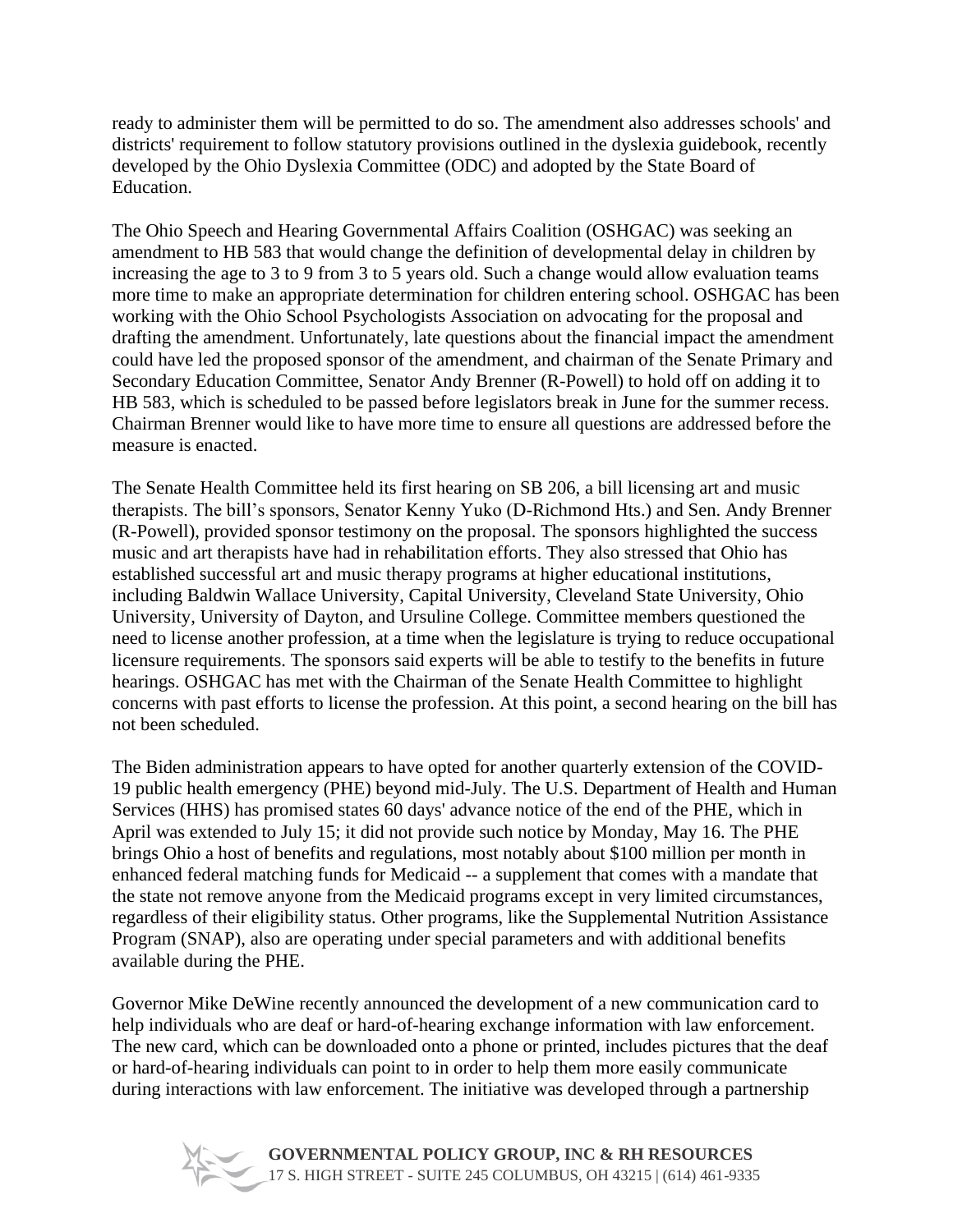ready to administer them will be permitted to do so. The amendment also addresses schools' and districts' requirement to follow statutory provisions outlined in the dyslexia guidebook, recently developed by the Ohio Dyslexia Committee (ODC) and adopted by the State Board of Education.

The Ohio Speech and Hearing Governmental Affairs Coalition (OSHGAC) was seeking an amendment to HB 583 that would change the definition of developmental delay in children by increasing the age to 3 to 9 from 3 to 5 years old. Such a change would allow evaluation teams more time to make an appropriate determination for children entering school. OSHGAC has been working with the Ohio School Psychologists Association on advocating for the proposal and drafting the amendment. Unfortunately, late questions about the financial impact the amendment could have led the proposed sponsor of the amendment, and chairman of the Senate Primary and Secondary Education Committee, Senator Andy Brenner (R-Powell) to hold off on adding it to HB 583, which is scheduled to be passed before legislators break in June for the summer recess. Chairman Brenner would like to have more time to ensure all questions are addressed before the measure is enacted.

The Senate Health Committee held its first hearing on SB 206, a bill licensing art and music therapists. The bill's sponsors, Senator Kenny Yuko (D-Richmond Hts.) and Sen. Andy Brenner (R-Powell), provided sponsor testimony on the proposal. The sponsors highlighted the success music and art therapists have had in rehabilitation efforts. They also stressed that Ohio has established successful art and music therapy programs at higher educational institutions, including Baldwin Wallace University, Capital University, Cleveland State University, Ohio University, University of Dayton, and Ursuline College. Committee members questioned the need to license another profession, at a time when the legislature is trying to reduce occupational licensure requirements. The sponsors said experts will be able to testify to the benefits in future hearings. OSHGAC has met with the Chairman of the Senate Health Committee to highlight concerns with past efforts to license the profession. At this point, a second hearing on the bill has not been scheduled.

The Biden administration appears to have opted for another quarterly extension of the COVID-19 public health emergency (PHE) beyond mid-July. The U.S. Department of Health and Human Services (HHS) has promised states 60 days' advance notice of the end of the PHE, which in April was extended to July 15; it did not provide such notice by Monday, May 16. The PHE brings Ohio a host of benefits and regulations, most notably about $100 million per month in enhanced federal matching funds for Medicaid -- a supplement that comes with a mandate that the state not remove anyone from the Medicaid programs except in very limited circumstances, regardless of their eligibility status. Other programs, like the Supplemental Nutrition Assistance Program (SNAP), also are operating under special parameters and with additional benefits available during the PHE.

Governor Mike DeWine recently announced the development of a new communication card to help individuals who are deaf or hard-of-hearing exchange information with law enforcement. The new card, which can be downloaded onto a phone or printed, includes pictures that the deaf or hard-of-hearing individuals can point to in order to help them more easily communicate during interactions with law enforcement. The initiative was developed through a partnership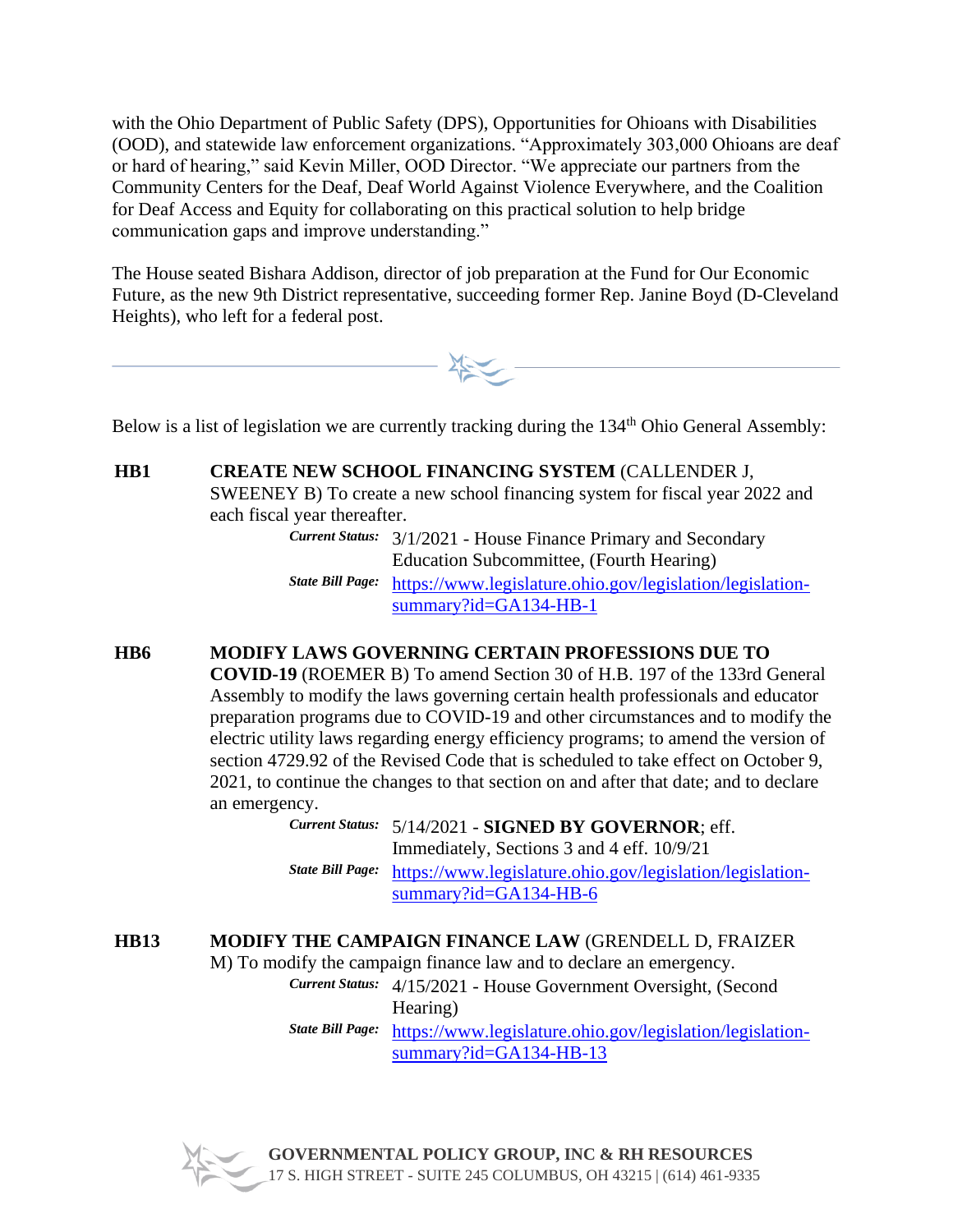with the Ohio Department of Public Safety (DPS), Opportunities for Ohioans with Disabilities (OOD), and statewide law enforcement organizations. "Approximately 303,000 Ohioans are deaf or hard of hearing," said Kevin Miller, OOD Director. "We appreciate our partners from the Community Centers for the Deaf, Deaf World Against Violence Everywhere, and the Coalition for Deaf Access and Equity for collaborating on this practical solution to help bridge communication gaps and improve understanding."

The House seated Bishara Addison, director of job preparation at the Fund for Our Economic Future, as the new 9th District representative, succeeding former Rep. Janine Boyd (D-Cleveland Heights), who left for a federal post.

---

Below is a list of legislation we are currently tracking during the 134th Ohio General Assembly:

**HB1** **CREATE NEW SCHOOL FINANCING SYSTEM** (CALLENDER J, SWEENEY B) To create a new school financing system for fiscal year 2022 and each fiscal year thereafter.

***Current Status:*** 3/1/2021 - House Finance Primary and Secondary Education Subcommittee, (Fourth Hearing)

***State Bill Page:*** https://www.legislature.ohio.gov/legislation/legislation-summary?id=GA134-HB-1

**HB6** **MODIFY LAWS GOVERNING CERTAIN PROFESSIONS DUE TO COVID-19** (ROEMER B) To amend Section 30 of H.B. 197 of the 133rd General Assembly to modify the laws governing certain health professionals and educator preparation programs due to COVID-19 and other circumstances and to modify the electric utility laws regarding energy efficiency programs; to amend the version of section 4729.92 of the Revised Code that is scheduled to take effect on October 9, 2021, to continue the changes to that section on and after that date; and to declare an emergency.

***Current Status:*** 5/14/2021 - **SIGNED BY GOVERNOR**; eff. Immediately, Sections 3 and 4 eff. 10/9/21

***State Bill Page:*** https://www.legislature.ohio.gov/legislation/legislation-summary?id=GA134-HB-6

**HB13** **MODIFY THE CAMPAIGN FINANCE LAW** (GRENDELL D, FRAIZER M) To modify the campaign finance law and to declare an emergency.

***Current Status:*** 4/15/2021 - House Government Oversight, (Second Hearing)

***State Bill Page:*** https://www.legislature.ohio.gov/legislation/legislation-summary?id=GA134-HB-13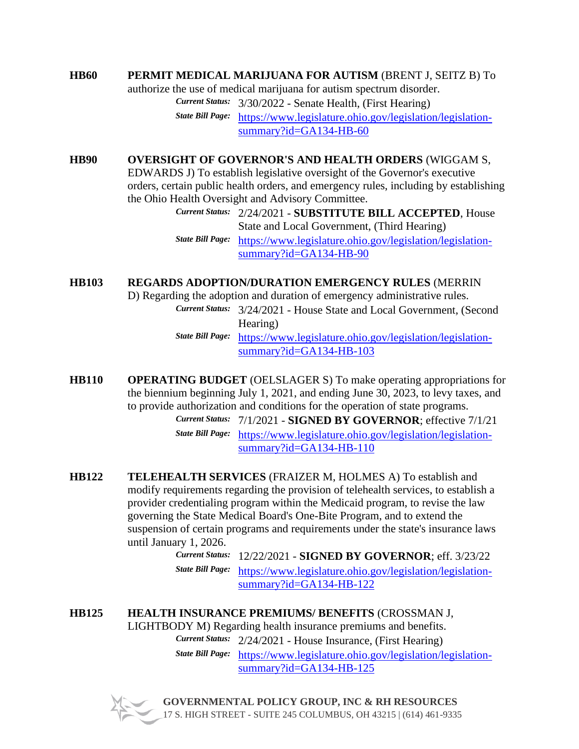**HB60** **PERMIT MEDICAL MARIJUANA FOR AUTISM** (BRENT J, SEITZ B) To authorize the use of medical marijuana for autism spectrum disorder.

*Current Status:* 3/30/2022 - Senate Health, (First Hearing)

*State Bill Page:* https://www.legislature.ohio.gov/legislation/legislation-summary?id=GA134-HB-60

**HB90** **OVERSIGHT OF GOVERNOR'S AND HEALTH ORDERS** (WIGGAM S, EDWARDS J) To establish legislative oversight of the Governor's executive orders, certain public health orders, and emergency rules, including by establishing the Ohio Health Oversight and Advisory Committee.

*Current Status:* 2/24/2021 - **SUBSTITUTE BILL ACCEPTED**, House State and Local Government, (Third Hearing)

*State Bill Page:* https://www.legislature.ohio.gov/legislation/legislation-summary?id=GA134-HB-90

**HB103** **REGARDS ADOPTION/DURATION EMERGENCY RULES** (MERRIN D) Regarding the adoption and duration of emergency administrative rules.

*Current Status:* 3/24/2021 - House State and Local Government, (Second Hearing)

*State Bill Page:* https://www.legislature.ohio.gov/legislation/legislation-summary?id=GA134-HB-103

**HB110** **OPERATING BUDGET** (OELSLAGER S) To make operating appropriations for the biennium beginning July 1, 2021, and ending June 30, 2023, to levy taxes, and to provide authorization and conditions for the operation of state programs.

*Current Status:* 7/1/2021 - **SIGNED BY GOVERNOR**; effective 7/1/21

*State Bill Page:* https://www.legislature.ohio.gov/legislation/legislation-summary?id=GA134-HB-110

**HB122** **TELEHEALTH SERVICES** (FRAIZER M, HOLMES A) To establish and modify requirements regarding the provision of telehealth services, to establish a provider credentialing program within the Medicaid program, to revise the law governing the State Medical Board's One-Bite Program, and to extend the suspension of certain programs and requirements under the state's insurance laws until January 1, 2026.

*Current Status:* 12/22/2021 - **SIGNED BY GOVERNOR**; eff. 3/23/22

*State Bill Page:* https://www.legislature.ohio.gov/legislation/legislation-summary?id=GA134-HB-122

**HB125** **HEALTH INSURANCE PREMIUMS/ BENEFITS** (CROSSMAN J, LIGHTBODY M) Regarding health insurance premiums and benefits.

*Current Status:* 2/24/2021 - House Insurance, (First Hearing)

*State Bill Page:* https://www.legislature.ohio.gov/legislation/legislation-summary?id=GA134-HB-125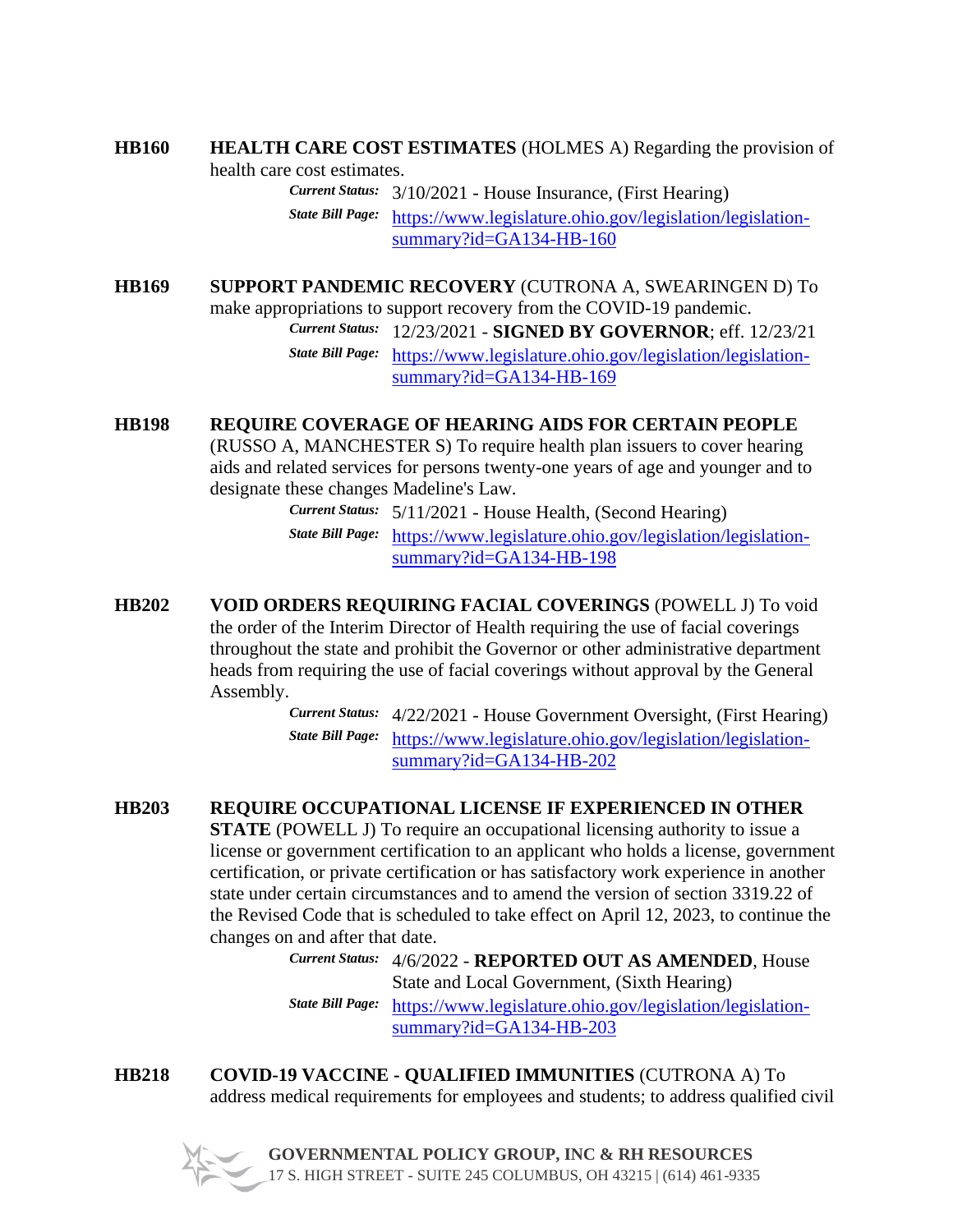**HB160** **HEALTH CARE COST ESTIMATES** (HOLMES A) Regarding the provision of health care cost estimates.

*Current Status:* 3/10/2021 - House Insurance, (First Hearing)
*State Bill Page:* https://www.legislature.ohio.gov/legislation/legislation-summary?id=GA134-HB-160

**HB169** **SUPPORT PANDEMIC RECOVERY** (CUTRONA A, SWEARINGEN D) To make appropriations to support recovery from the COVID-19 pandemic.

*Current Status:* 12/23/2021 - **SIGNED BY GOVERNOR**; eff. 12/23/21
*State Bill Page:* https://www.legislature.ohio.gov/legislation/legislation-summary?id=GA134-HB-169

**HB198** **REQUIRE COVERAGE OF HEARING AIDS FOR CERTAIN PEOPLE** (RUSSO A, MANCHESTER S) To require health plan issuers to cover hearing aids and related services for persons twenty-one years of age and younger and to designate these changes Madeline's Law.

*Current Status:* 5/11/2021 - House Health, (Second Hearing)
*State Bill Page:* https://www.legislature.ohio.gov/legislation/legislation-summary?id=GA134-HB-198

**HB202** **VOID ORDERS REQUIRING FACIAL COVERINGS** (POWELL J) To void the order of the Interim Director of Health requiring the use of facial coverings throughout the state and prohibit the Governor or other administrative department heads from requiring the use of facial coverings without approval by the General Assembly.

*Current Status:* 4/22/2021 - House Government Oversight, (First Hearing)
*State Bill Page:* https://www.legislature.ohio.gov/legislation/legislation-summary?id=GA134-HB-202

**HB203** **REQUIRE OCCUPATIONAL LICENSE IF EXPERIENCED IN OTHER STATE** (POWELL J) To require an occupational licensing authority to issue a license or government certification to an applicant who holds a license, government certification, or private certification or has satisfactory work experience in another state under certain circumstances and to amend the version of section 3319.22 of the Revised Code that is scheduled to take effect on April 12, 2023, to continue the changes on and after that date.

*Current Status:* 4/6/2022 - **REPORTED OUT AS AMENDED**, House State and Local Government, (Sixth Hearing)
*State Bill Page:* https://www.legislature.ohio.gov/legislation/legislation-summary?id=GA134-HB-203

**HB218** **COVID-19 VACCINE - QUALIFIED IMMUNITIES** (CUTRONA A) To address medical requirements for employees and students; to address qualified civil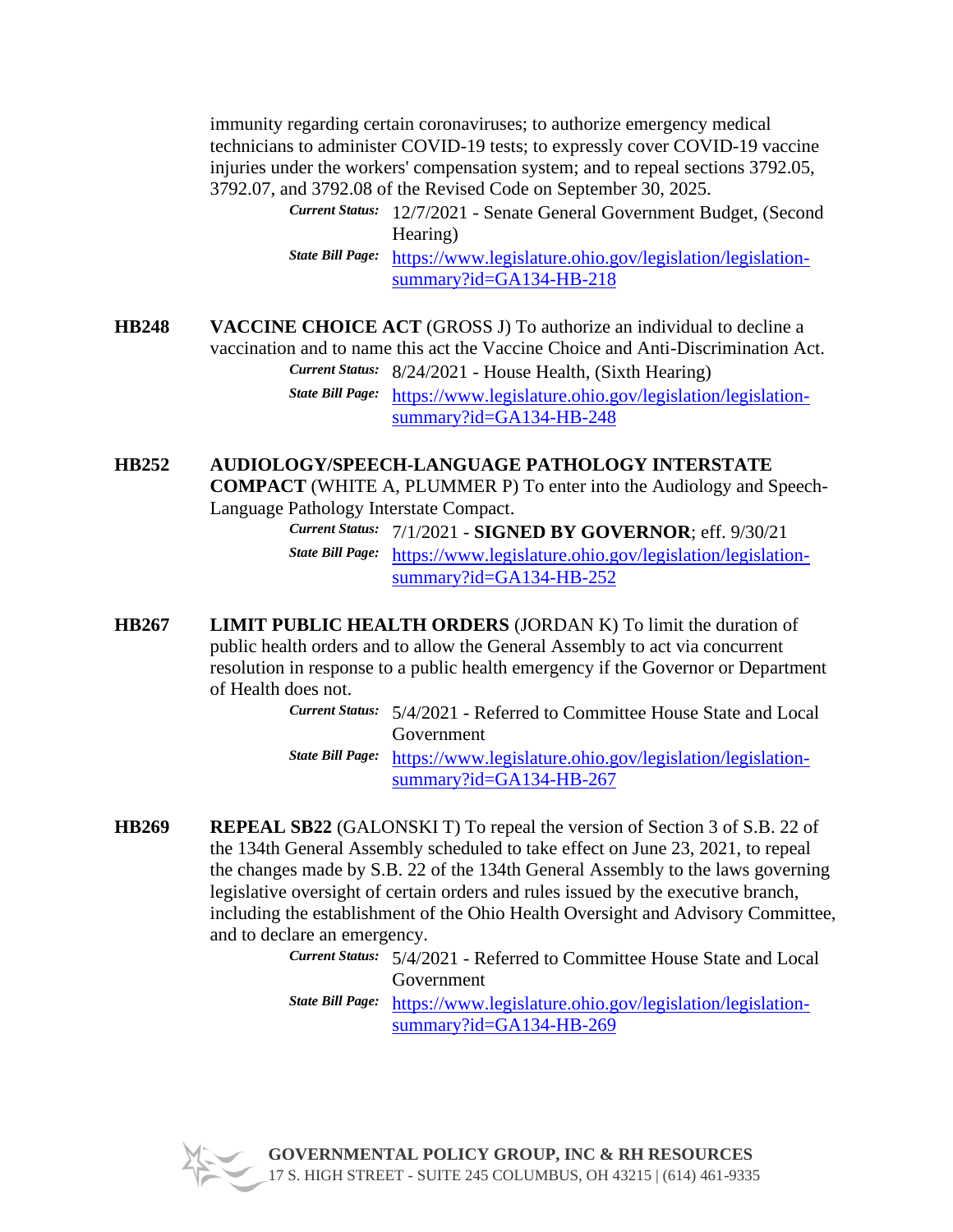immunity regarding certain coronaviruses; to authorize emergency medical technicians to administer COVID-19 tests; to expressly cover COVID-19 vaccine injuries under the workers' compensation system; and to repeal sections 3792.05, 3792.07, and 3792.08 of the Revised Code on September 30, 2025.

*Current Status:* 12/7/2021 - Senate General Government Budget, (Second Hearing)

*State Bill Page:* [https://www.legislature.ohio.gov/legislation/legislation-summary?id=GA134-HB-218](https://www.legislature.ohio.gov/legislation/legislation-summary?id=GA134-HB-218)

**HB248** **VACCINE CHOICE ACT** (GROSS J) To authorize an individual to decline a vaccination and to name this act the Vaccine Choice and Anti-Discrimination Act.

*Current Status:* 8/24/2021 - House Health, (Sixth Hearing)

*State Bill Page:* [https://www.legislature.ohio.gov/legislation/legislation-summary?id=GA134-HB-248](https://www.legislature.ohio.gov/legislation/legislation-summary?id=GA134-HB-248)

**HB252** **AUDIOLOGY/SPEECH-LANGUAGE PATHOLOGY INTERSTATE COMPACT** (WHITE A, PLUMMER P) To enter into the Audiology and Speech-Language Pathology Interstate Compact.

*Current Status:* 7/1/2021 - **SIGNED BY GOVERNOR**; eff. 9/30/21

*State Bill Page:* [https://www.legislature.ohio.gov/legislation/legislation-summary?id=GA134-HB-252](https://www.legislature.ohio.gov/legislation/legislation-summary?id=GA134-HB-252)

**HB267** **LIMIT PUBLIC HEALTH ORDERS** (JORDAN K) To limit the duration of public health orders and to allow the General Assembly to act via concurrent resolution in response to a public health emergency if the Governor or Department of Health does not.

*Current Status:* 5/4/2021 - Referred to Committee House State and Local Government

*State Bill Page:* [https://www.legislature.ohio.gov/legislation/legislation-summary?id=GA134-HB-267](https://www.legislature.ohio.gov/legislation/legislation-summary?id=GA134-HB-267)

**HB269** **REPEAL SB22** (GALONSKI T) To repeal the version of Section 3 of S.B. 22 of the 134th General Assembly scheduled to take effect on June 23, 2021, to repeal the changes made by S.B. 22 of the 134th General Assembly to the laws governing legislative oversight of certain orders and rules issued by the executive branch, including the establishment of the Ohio Health Oversight and Advisory Committee, and to declare an emergency.

*Current Status:* 5/4/2021 - Referred to Committee House State and Local Government

*State Bill Page:* [https://www.legislature.ohio.gov/legislation/legislation-summary?id=GA134-HB-269](https://www.legislature.ohio.gov/legislation/legislation-summary?id=GA134-HB-269)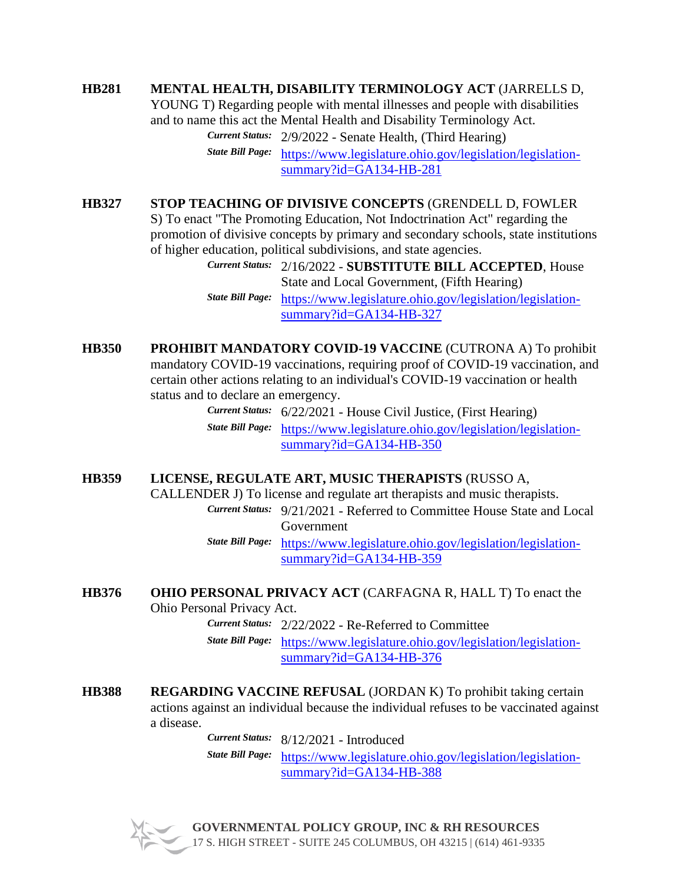**HB281** **MENTAL HEALTH, DISABILITY TERMINOLOGY ACT** (JARRELLS D, YOUNG T) Regarding people with mental illnesses and people with disabilities and to name this act the Mental Health and Disability Terminology Act.

*Current Status:* 2/9/2022 - Senate Health, (Third Hearing)

*State Bill Page:* https://www.legislature.ohio.gov/legislation/legislation-summary?id=GA134-HB-281

**HB327** **STOP TEACHING OF DIVISIVE CONCEPTS** (GRENDELL D, FOWLER S) To enact "The Promoting Education, Not Indoctrination Act" regarding the promotion of divisive concepts by primary and secondary schools, state institutions of higher education, political subdivisions, and state agencies.

*Current Status:* 2/16/2022 - **SUBSTITUTE BILL ACCEPTED**, House State and Local Government, (Fifth Hearing)

*State Bill Page:* https://www.legislature.ohio.gov/legislation/legislation-summary?id=GA134-HB-327

**HB350** **PROHIBIT MANDATORY COVID-19 VACCINE** (CUTRONA A) To prohibit mandatory COVID-19 vaccinations, requiring proof of COVID-19 vaccination, and certain other actions relating to an individual's COVID-19 vaccination or health status and to declare an emergency.

*Current Status:* 6/22/2021 - House Civil Justice, (First Hearing)

*State Bill Page:* https://www.legislature.ohio.gov/legislation/legislation-summary?id=GA134-HB-350

**HB359** **LICENSE, REGULATE ART, MUSIC THERAPISTS** (RUSSO A, CALLENDER J) To license and regulate art therapists and music therapists.

*Current Status:* 9/21/2021 - Referred to Committee House State and Local Government

*State Bill Page:* https://www.legislature.ohio.gov/legislation/legislation-summary?id=GA134-HB-359

**HB376** **OHIO PERSONAL PRIVACY ACT** (CARFAGNA R, HALL T) To enact the Ohio Personal Privacy Act.

*Current Status:* 2/22/2022 - Re-Referred to Committee

*State Bill Page:* https://www.legislature.ohio.gov/legislation/legislation-summary?id=GA134-HB-376

**HB388** **REGARDING VACCINE REFUSAL** (JORDAN K) To prohibit taking certain actions against an individual because the individual refuses to be vaccinated against a disease.

*Current Status:* 8/12/2021 - Introduced

*State Bill Page:* https://www.legislature.ohio.gov/legislation/legislation-summary?id=GA134-HB-388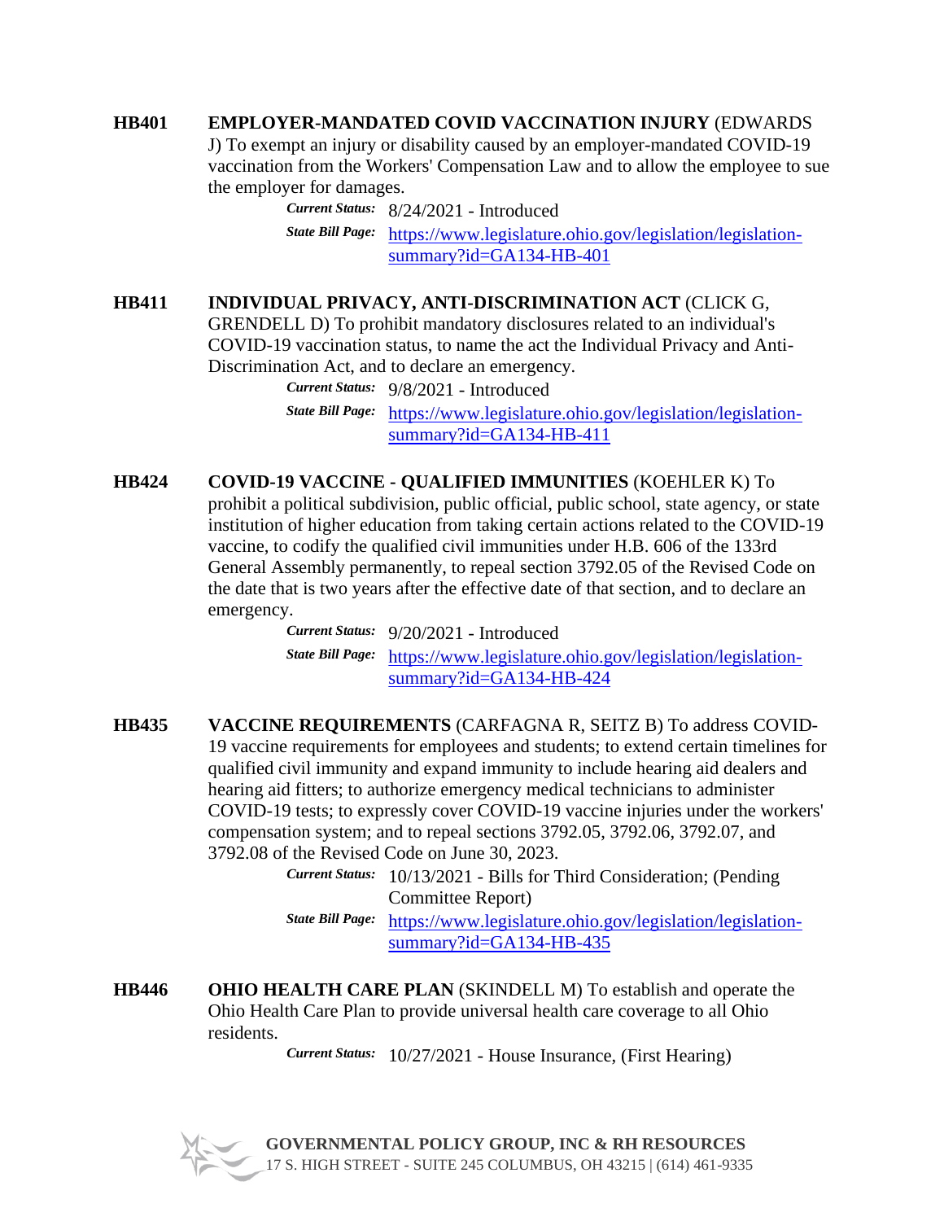**HB401** **EMPLOYER-MANDATED COVID VACCINATION INJURY** (EDWARDS J) To exempt an injury or disability caused by an employer-mandated COVID-19 vaccination from the Workers' Compensation Law and to allow the employee to sue the employer for damages.

*Current Status:* 8/24/2021 - Introduced

*State Bill Page:* https://www.legislature.ohio.gov/legislation/legislation-summary?id=GA134-HB-401

**HB411** **INDIVIDUAL PRIVACY, ANTI-DISCRIMINATION ACT** (CLICK G, GRENDELL D) To prohibit mandatory disclosures related to an individual's COVID-19 vaccination status, to name the act the Individual Privacy and Anti-Discrimination Act, and to declare an emergency.

*Current Status:* 9/8/2021 - Introduced

*State Bill Page:* https://www.legislature.ohio.gov/legislation/legislation-summary?id=GA134-HB-411

**HB424** **COVID-19 VACCINE - QUALIFIED IMMUNITIES** (KOEHLER K) To prohibit a political subdivision, public official, public school, state agency, or state institution of higher education from taking certain actions related to the COVID-19 vaccine, to codify the qualified civil immunities under H.B. 606 of the 133rd General Assembly permanently, to repeal section 3792.05 of the Revised Code on the date that is two years after the effective date of that section, and to declare an emergency.

*Current Status:* 9/20/2021 - Introduced

*State Bill Page:* https://www.legislature.ohio.gov/legislation/legislation-summary?id=GA134-HB-424

**HB435** **VACCINE REQUIREMENTS** (CARFAGNA R, SEITZ B) To address COVID-19 vaccine requirements for employees and students; to extend certain timelines for qualified civil immunity and expand immunity to include hearing aid dealers and hearing aid fitters; to authorize emergency medical technicians to administer COVID-19 tests; to expressly cover COVID-19 vaccine injuries under the workers' compensation system; and to repeal sections 3792.05, 3792.06, 3792.07, and 3792.08 of the Revised Code on June 30, 2023.

*Current Status:* 10/13/2021 - Bills for Third Consideration; (Pending Committee Report)

*State Bill Page:* https://www.legislature.ohio.gov/legislation/legislation-summary?id=GA134-HB-435

**HB446** **OHIO HEALTH CARE PLAN** (SKINDELL M) To establish and operate the Ohio Health Care Plan to provide universal health care coverage to all Ohio residents.

*Current Status:* 10/27/2021 - House Insurance, (First Hearing)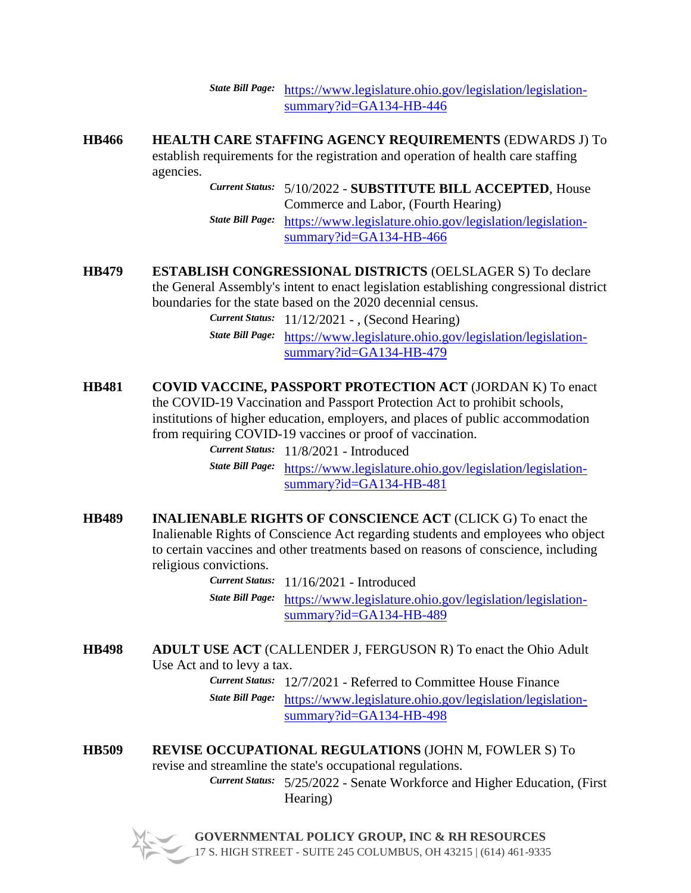*State Bill Page:* [https://www.legislature.ohio.gov/legislation/legislation-summary?id=GA134-HB-446](https://www.legislature.ohio.gov/legislation/legislation-summary?id=GA134-HB-446)

**HB466** **HEALTH CARE STAFFING AGENCY REQUIREMENTS** (EDWARDS J) To establish requirements for the registration and operation of health care staffing agencies.

*Current Status:* 5/10/2022 - **SUBSTITUTE BILL ACCEPTED**, House Commerce and Labor, (Fourth Hearing)

*State Bill Page:* [https://www.legislature.ohio.gov/legislation/legislation-summary?id=GA134-HB-466](https://www.legislature.ohio.gov/legislation/legislation-summary?id=GA134-HB-466)

**HB479** **ESTABLISH CONGRESSIONAL DISTRICTS** (OELSLAGER S) To declare the General Assembly's intent to enact legislation establishing congressional district boundaries for the state based on the 2020 decennial census.

*Current Status:* 11/12/2021 - , (Second Hearing)

*State Bill Page:* [https://www.legislature.ohio.gov/legislation/legislation-summary?id=GA134-HB-479](https://www.legislature.ohio.gov/legislation/legislation-summary?id=GA134-HB-479)

**HB481** **COVID VACCINE, PASSPORT PROTECTION ACT** (JORDAN K) To enact the COVID-19 Vaccination and Passport Protection Act to prohibit schools, institutions of higher education, employers, and places of public accommodation from requiring COVID-19 vaccines or proof of vaccination.

*Current Status:* 11/8/2021 - Introduced

*State Bill Page:* [https://www.legislature.ohio.gov/legislation/legislation-summary?id=GA134-HB-481](https://www.legislature.ohio.gov/legislation/legislation-summary?id=GA134-HB-481)

**HB489** **INALIENABLE RIGHTS OF CONSCIENCE ACT** (CLICK G) To enact the Inalienable Rights of Conscience Act regarding students and employees who object to certain vaccines and other treatments based on reasons of conscience, including religious convictions.

*Current Status:* 11/16/2021 - Introduced

*State Bill Page:* [https://www.legislature.ohio.gov/legislation/legislation-summary?id=GA134-HB-489](https://www.legislature.ohio.gov/legislation/legislation-summary?id=GA134-HB-489)

**HB498** **ADULT USE ACT** (CALLENDER J, FERGUSON R) To enact the Ohio Adult Use Act and to levy a tax.

*Current Status:* 12/7/2021 - Referred to Committee House Finance

*State Bill Page:* [https://www.legislature.ohio.gov/legislation/legislation-summary?id=GA134-HB-498](https://www.legislature.ohio.gov/legislation/legislation-summary?id=GA134-HB-498)

**HB509** **REVISE OCCUPATIONAL REGULATIONS** (JOHN M, FOWLER S) To revise and streamline the state's occupational regulations.

*Current Status:* 5/25/2022 - Senate Workforce and Higher Education, (First Hearing)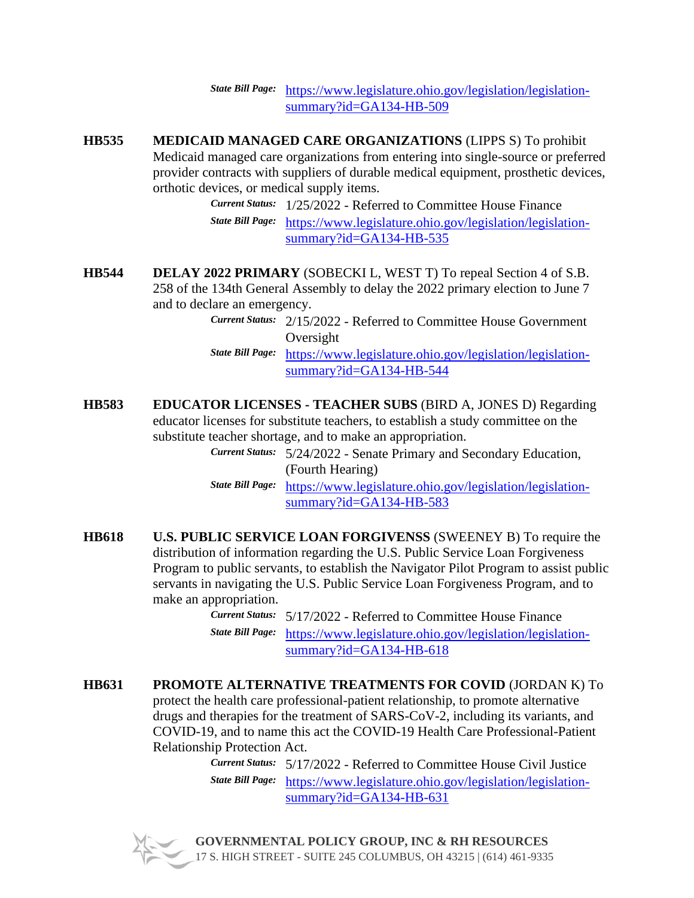*State Bill Page:* [https://www.legislature.ohio.gov/legislation/legislation-summary?id=GA134-HB-509](https://www.legislature.ohio.gov/legislation/legislation-summary?id=GA134-HB-509)

**HB535** **MEDICAID MANAGED CARE ORGANIZATIONS** (LIPPS S) To prohibit Medicaid managed care organizations from entering into single-source or preferred provider contracts with suppliers of durable medical equipment, prosthetic devices, orthotic devices, or medical supply items.

*Current Status:* 1/25/2022 - Referred to Committee House Finance

*State Bill Page:* [https://www.legislature.ohio.gov/legislation/legislation-summary?id=GA134-HB-535](https://www.legislature.ohio.gov/legislation/legislation-summary?id=GA134-HB-535)

**HB544** **DELAY 2022 PRIMARY** (SOBECKI L, WEST T) To repeal Section 4 of S.B. 258 of the 134th General Assembly to delay the 2022 primary election to June 7 and to declare an emergency.

*Current Status:* 2/15/2022 - Referred to Committee House Government Oversight

*State Bill Page:* [https://www.legislature.ohio.gov/legislation/legislation-summary?id=GA134-HB-544](https://www.legislature.ohio.gov/legislation/legislation-summary?id=GA134-HB-544)

**HB583** **EDUCATOR LICENSES - TEACHER SUBS** (BIRD A, JONES D) Regarding educator licenses for substitute teachers, to establish a study committee on the substitute teacher shortage, and to make an appropriation.

*Current Status:* 5/24/2022 - Senate Primary and Secondary Education, (Fourth Hearing)

*State Bill Page:* [https://www.legislature.ohio.gov/legislation/legislation-summary?id=GA134-HB-583](https://www.legislature.ohio.gov/legislation/legislation-summary?id=GA134-HB-583)

**HB618** **U.S. PUBLIC SERVICE LOAN FORGIVENSS** (SWEENEY B) To require the distribution of information regarding the U.S. Public Service Loan Forgiveness Program to public servants, to establish the Navigator Pilot Program to assist public servants in navigating the U.S. Public Service Loan Forgiveness Program, and to make an appropriation.

*Current Status:* 5/17/2022 - Referred to Committee House Finance

*State Bill Page:* [https://www.legislature.ohio.gov/legislation/legislation-summary?id=GA134-HB-618](https://www.legislature.ohio.gov/legislation/legislation-summary?id=GA134-HB-618)

**HB631** **PROMOTE ALTERNATIVE TREATMENTS FOR COVID** (JORDAN K) To protect the health care professional-patient relationship, to promote alternative drugs and therapies for the treatment of SARS-CoV-2, including its variants, and COVID-19, and to name this act the COVID-19 Health Care Professional-Patient Relationship Protection Act.

*Current Status:* 5/17/2022 - Referred to Committee House Civil Justice

*State Bill Page:* [https://www.legislature.ohio.gov/legislation/legislation-summary?id=GA134-HB-631](https://www.legislature.ohio.gov/legislation/legislation-summary?id=GA134-HB-631)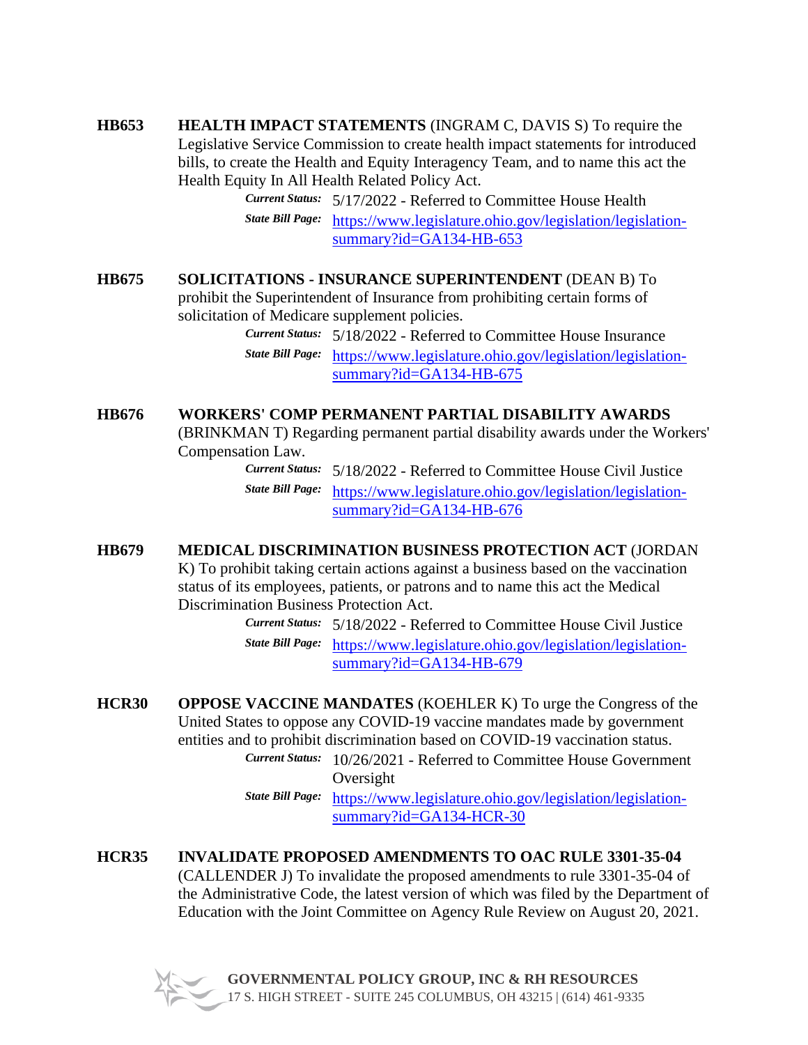**HB653** **HEALTH IMPACT STATEMENTS** (INGRAM C, DAVIS S) To require the Legislative Service Commission to create health impact statements for introduced bills, to create the Health and Equity Interagency Team, and to name this act the Health Equity In All Health Related Policy Act.

*Current Status:* 5/17/2022 - Referred to Committee House Health

*State Bill Page:* https://www.legislature.ohio.gov/legislation/legislation-summary?id=GA134-HB-653

**HB675** **SOLICITATIONS - INSURANCE SUPERINTENDENT** (DEAN B) To prohibit the Superintendent of Insurance from prohibiting certain forms of solicitation of Medicare supplement policies.

*Current Status:* 5/18/2022 - Referred to Committee House Insurance

*State Bill Page:* https://www.legislature.ohio.gov/legislation/legislation-summary?id=GA134-HB-675

**HB676** **WORKERS' COMP PERMANENT PARTIAL DISABILITY AWARDS** (BRINKMAN T) Regarding permanent partial disability awards under the Workers' Compensation Law.

*Current Status:* 5/18/2022 - Referred to Committee House Civil Justice

*State Bill Page:* https://www.legislature.ohio.gov/legislation/legislation-summary?id=GA134-HB-676

**HB679** **MEDICAL DISCRIMINATION BUSINESS PROTECTION ACT** (JORDAN K) To prohibit taking certain actions against a business based on the vaccination status of its employees, patients, or patrons and to name this act the Medical Discrimination Business Protection Act.

*Current Status:* 5/18/2022 - Referred to Committee House Civil Justice

*State Bill Page:* https://www.legislature.ohio.gov/legislation/legislation-summary?id=GA134-HB-679

**HCR30** **OPPOSE VACCINE MANDATES** (KOEHLER K) To urge the Congress of the United States to oppose any COVID-19 vaccine mandates made by government entities and to prohibit discrimination based on COVID-19 vaccination status.

*Current Status:* 10/26/2021 - Referred to Committee House Government Oversight

*State Bill Page:* https://www.legislature.ohio.gov/legislation/legislation-summary?id=GA134-HCR-30

**HCR35** **INVALIDATE PROPOSED AMENDMENTS TO OAC RULE 3301-35-04** (CALLENDER J) To invalidate the proposed amendments to rule 3301-35-04 of the Administrative Code, the latest version of which was filed by the Department of Education with the Joint Committee on Agency Rule Review on August 20, 2021.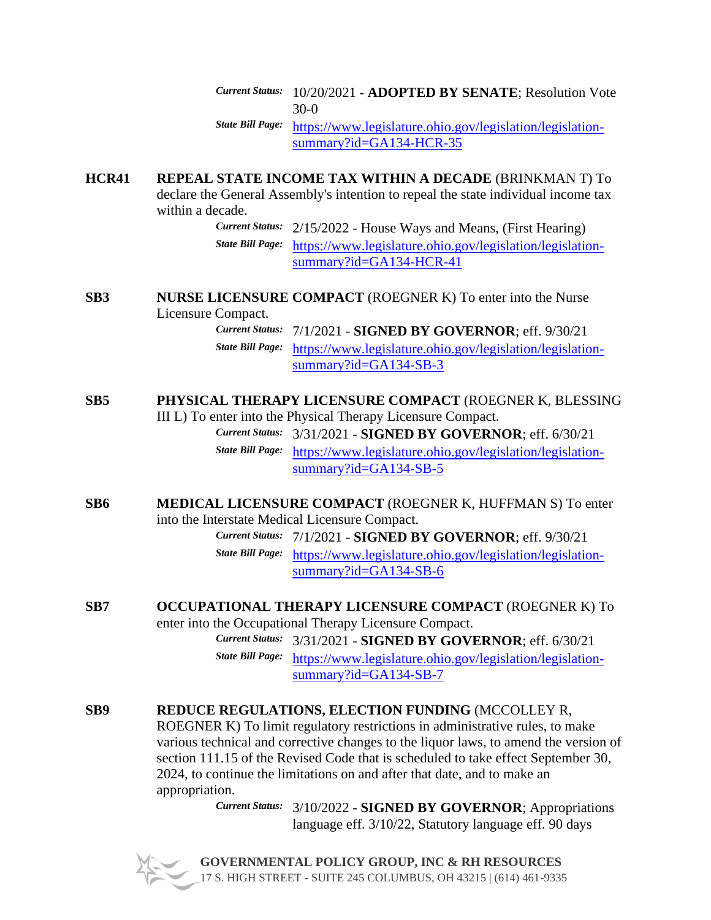*Current Status:* 10/20/2021 - **ADOPTED BY SENATE**; Resolution Vote 30-0
*State Bill Page:* https://www.legislature.ohio.gov/legislation/legislation-summary?id=GA134-HCR-35

**HCR41** **REPEAL STATE INCOME TAX WITHIN A DECADE** (BRINKMAN T) To declare the General Assembly's intention to repeal the state individual income tax within a decade.
*Current Status:* 2/15/2022 - House Ways and Means, (First Hearing)
*State Bill Page:* https://www.legislature.ohio.gov/legislation/legislation-summary?id=GA134-HCR-41

**SB3** **NURSE LICENSURE COMPACT** (ROEGNER K) To enter into the Nurse Licensure Compact.
*Current Status:* 7/1/2021 - **SIGNED BY GOVERNOR**; eff. 9/30/21
*State Bill Page:* https://www.legislature.ohio.gov/legislation/legislation-summary?id=GA134-SB-3

**SB5** **PHYSICAL THERAPY LICENSURE COMPACT** (ROEGNER K, BLESSING III L) To enter into the Physical Therapy Licensure Compact.
*Current Status:* 3/31/2021 - **SIGNED BY GOVERNOR**; eff. 6/30/21
*State Bill Page:* https://www.legislature.ohio.gov/legislation/legislation-summary?id=GA134-SB-5

**SB6** **MEDICAL LICENSURE COMPACT** (ROEGNER K, HUFFMAN S) To enter into the Interstate Medical Licensure Compact.
*Current Status:* 7/1/2021 - **SIGNED BY GOVERNOR**; eff. 9/30/21
*State Bill Page:* https://www.legislature.ohio.gov/legislation/legislation-summary?id=GA134-SB-6

**SB7** **OCCUPATIONAL THERAPY LICENSURE COMPACT** (ROEGNER K) To enter into the Occupational Therapy Licensure Compact.
*Current Status:* 3/31/2021 - **SIGNED BY GOVERNOR**; eff. 6/30/21
*State Bill Page:* https://www.legislature.ohio.gov/legislation/legislation-summary?id=GA134-SB-7

**SB9** **REDUCE REGULATIONS, ELECTION FUNDING** (MCCOLLEY R, ROEGNER K) To limit regulatory restrictions in administrative rules, to make various technical and corrective changes to the liquor laws, to amend the version of section 111.15 of the Revised Code that is scheduled to take effect September 30, 2024, to continue the limitations on and after that date, and to make an appropriation.
*Current Status:* 3/10/2022 - **SIGNED BY GOVERNOR**; Appropriations language eff. 3/10/22, Statutory language eff. 90 days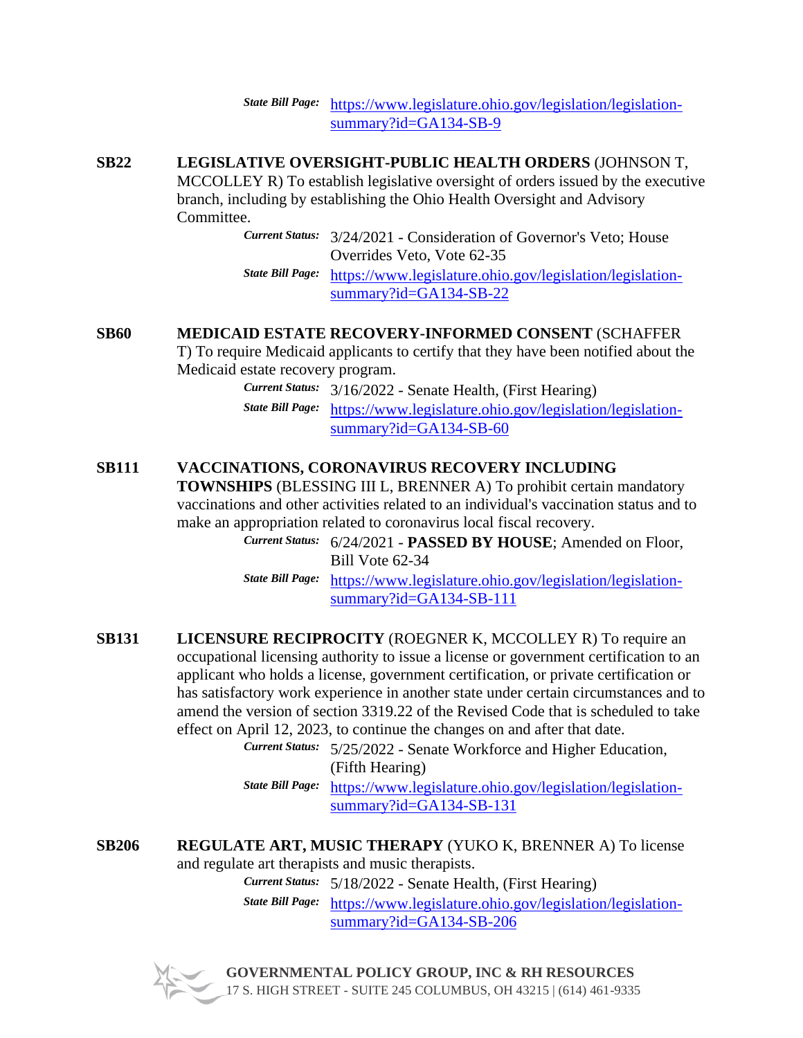*State Bill Page:* [https://www.legislature.ohio.gov/legislation/legislation-summary?id=GA134-SB-9](https://www.legislature.ohio.gov/legislation/legislation-summary?id=GA134-SB-9)

**SB22** **LEGISLATIVE OVERSIGHT-PUBLIC HEALTH ORDERS** (JOHNSON T, MCCOLLEY R) To establish legislative oversight of orders issued by the executive branch, including by establishing the Ohio Health Oversight and Advisory Committee.

*Current Status:* 3/24/2021 - Consideration of Governor's Veto; House Overrides Veto, Vote 62-35

*State Bill Page:* [https://www.legislature.ohio.gov/legislation/legislation-summary?id=GA134-SB-22](https://www.legislature.ohio.gov/legislation/legislation-summary?id=GA134-SB-22)

**SB60** **MEDICAID ESTATE RECOVERY-INFORMED CONSENT** (SCHAFFER T) To require Medicaid applicants to certify that they have been notified about the Medicaid estate recovery program.

*Current Status:* 3/16/2022 - Senate Health, (First Hearing)

*State Bill Page:* [https://www.legislature.ohio.gov/legislation/legislation-summary?id=GA134-SB-60](https://www.legislature.ohio.gov/legislation/legislation-summary?id=GA134-SB-60)

**SB111** **VACCINATIONS, CORONAVIRUS RECOVERY INCLUDING TOWNSHIPS** (BLESSING III L, BRENNER A) To prohibit certain mandatory vaccinations and other activities related to an individual's vaccination status and to make an appropriation related to coronavirus local fiscal recovery.

*Current Status:* 6/24/2021 - **PASSED BY HOUSE**; Amended on Floor, Bill Vote 62-34

*State Bill Page:* [https://www.legislature.ohio.gov/legislation/legislation-summary?id=GA134-SB-111](https://www.legislature.ohio.gov/legislation/legislation-summary?id=GA134-SB-111)

**SB131** **LICENSURE RECIPROCITY** (ROEGNER K, MCCOLLEY R) To require an occupational licensing authority to issue a license or government certification to an applicant who holds a license, government certification, or private certification or has satisfactory work experience in another state under certain circumstances and to amend the version of section 3319.22 of the Revised Code that is scheduled to take effect on April 12, 2023, to continue the changes on and after that date.

*Current Status:* 5/25/2022 - Senate Workforce and Higher Education, (Fifth Hearing)

*State Bill Page:* [https://www.legislature.ohio.gov/legislation/legislation-summary?id=GA134-SB-131](https://www.legislature.ohio.gov/legislation/legislation-summary?id=GA134-SB-131)

**SB206** **REGULATE ART, MUSIC THERAPY** (YUKO K, BRENNER A) To license and regulate art therapists and music therapists.

*Current Status:* 5/18/2022 - Senate Health, (First Hearing)

*State Bill Page:* [https://www.legislature.ohio.gov/legislation/legislation-summary?id=GA134-SB-206](https://www.legislature.ohio.gov/legislation/legislation-summary?id=GA134-SB-206)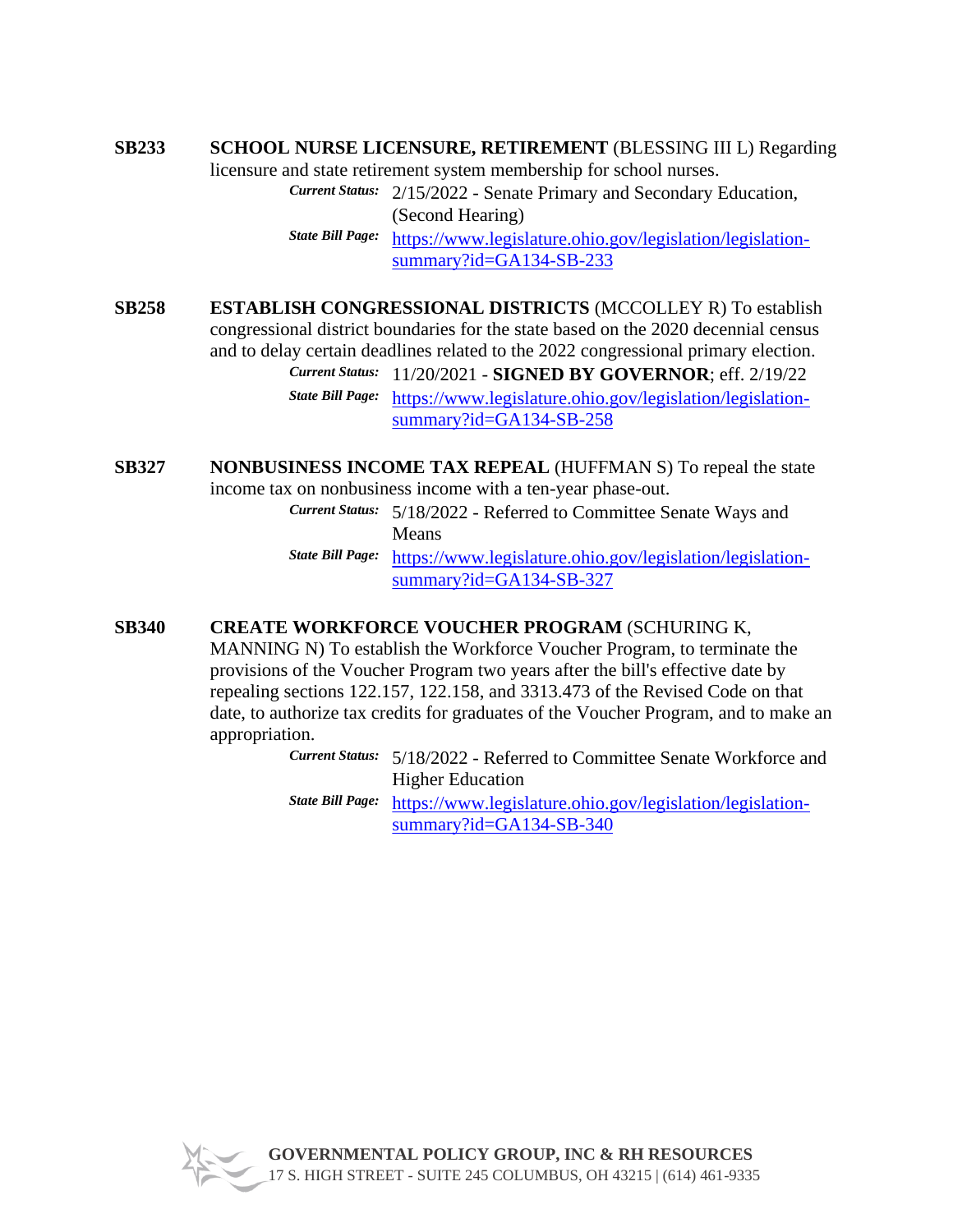**SB233** **SCHOOL NURSE LICENSURE, RETIREMENT** (BLESSING III L) Regarding licensure and state retirement system membership for school nurses.

*Current Status:* 2/15/2022 - Senate Primary and Secondary Education, (Second Hearing)

*State Bill Page:* https://www.legislature.ohio.gov/legislation/legislation-summary?id=GA134-SB-233

**SB258** **ESTABLISH CONGRESSIONAL DISTRICTS** (MCCOLLEY R) To establish congressional district boundaries for the state based on the 2020 decennial census and to delay certain deadlines related to the 2022 congressional primary election.

*Current Status:* 11/20/2021 - **SIGNED BY GOVERNOR**; eff. 2/19/22

*State Bill Page:* https://www.legislature.ohio.gov/legislation/legislation-summary?id=GA134-SB-258

**SB327** **NONBUSINESS INCOME TAX REPEAL** (HUFFMAN S) To repeal the state income tax on nonbusiness income with a ten-year phase-out.

*Current Status:* 5/18/2022 - Referred to Committee Senate Ways and Means

*State Bill Page:* https://www.legislature.ohio.gov/legislation/legislation-summary?id=GA134-SB-327

**SB340** **CREATE WORKFORCE VOUCHER PROGRAM** (SCHURING K, MANNING N) To establish the Workforce Voucher Program, to terminate the provisions of the Voucher Program two years after the bill's effective date by repealing sections 122.157, 122.158, and 3313.473 of the Revised Code on that date, to authorize tax credits for graduates of the Voucher Program, and to make an appropriation.

*Current Status:* 5/18/2022 - Referred to Committee Senate Workforce and Higher Education

*State Bill Page:* https://www.legislature.ohio.gov/legislation/legislation-summary?id=GA134-SB-340